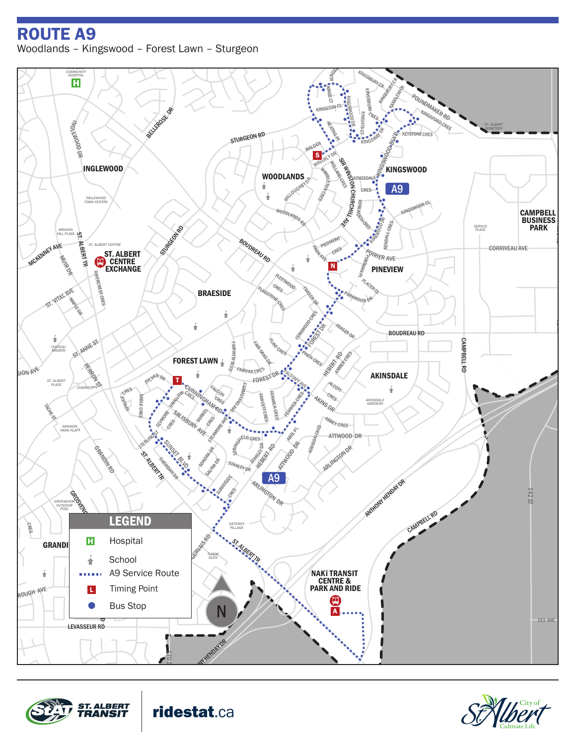# ROUTE A9

Woodlands – Kingswood – Forest Lawn – Sturgeon

## LEGEND

- Hospital
- School
- A9 Service Route
- Timing Point
- Bus Stop

ST. ALBERT TRANSIT

ridestat.ca

City of St. Albert — Cultivate Life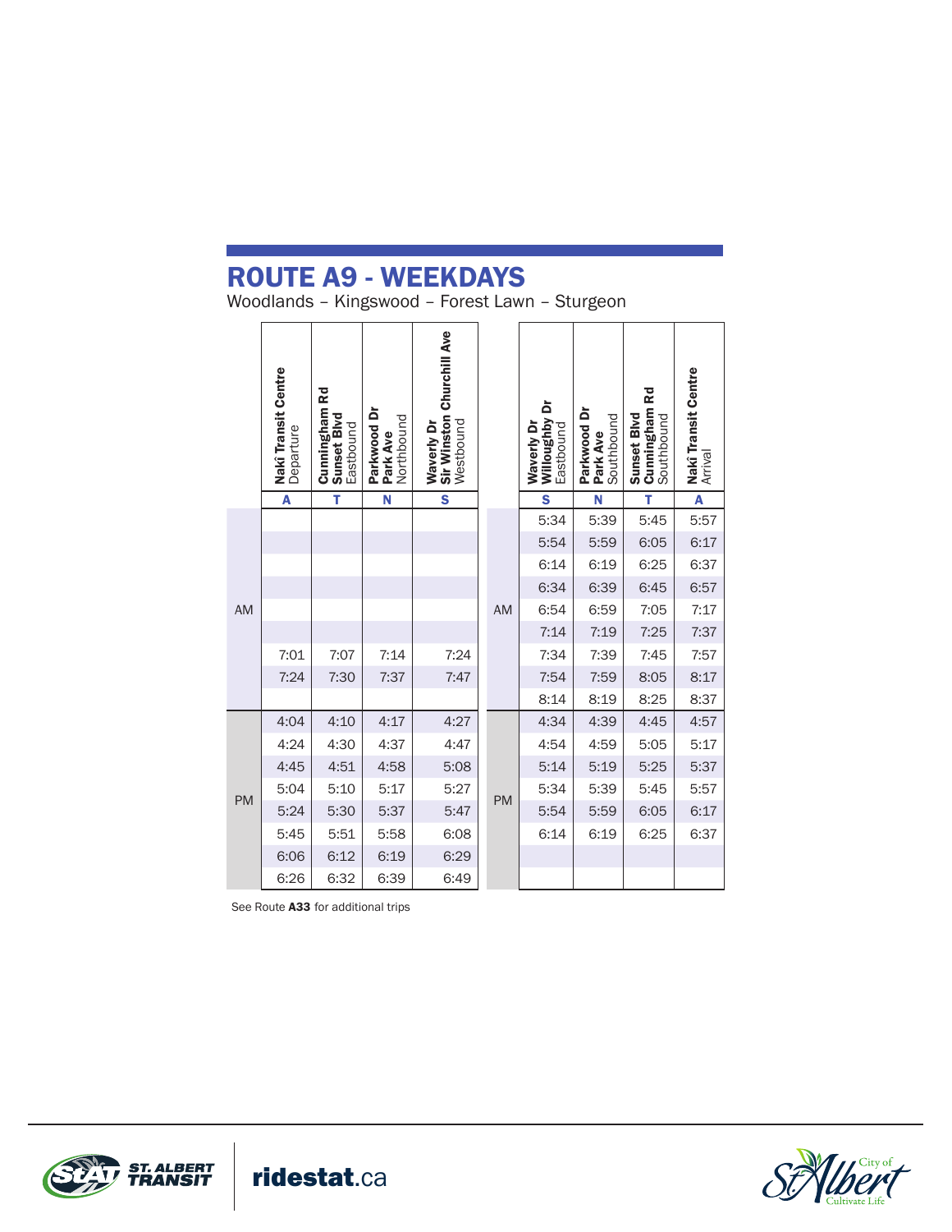# ROUTE A9 - WEEKDAYS

Woodlands – Kingswood – Forest Lawn – Sturgeon

| | **Nakî Transit Centre** Departure | **Cunningham Rd Sunset Blvd** Eastbound | **Parkwood Dr Park Ave** Northbound | **Waverly Dr Sir Winston Churchill Ave** Westbound |
|---|---|---|---|---|
| | A | T | N | S |
| AM | | | | |
| AM | | | | |
| AM | | | | |
| AM | | | | |
| AM | | | | |
| AM | | | | |
| AM | 7:01 | 7:07 | 7:14 | 7:24 |
| AM | 7:24 | 7:30 | 7:37 | 7:47 |
| AM | | | | |
| PM | 4:04 | 4:10 | 4:17 | 4:27 |
| PM | 4:24 | 4:30 | 4:37 | 4:47 |
| PM | 4:45 | 4:51 | 4:58 | 5:08 |
| PM | 5:04 | 5:10 | 5:17 | 5:27 |
| PM | 5:24 | 5:30 | 5:37 | 5:47 |
| PM | 5:45 | 5:51 | 5:58 | 6:08 |
| PM | 6:06 | 6:12 | 6:19 | 6:29 |
| PM | 6:26 | 6:32 | 6:39 | 6:49 |

| | **Waverly Dr Willoughby Dr** Eastbound | **Parkwood Dr Park Ave** Southbound | **Sunset Blvd Cunningham Rd** Southbound | **Nakî Transit Centre** Arrival |
|---|---|---|---|---|
| | S | N | T | A |
| AM | 5:34 | 5:39 | 5:45 | 5:57 |
| AM | 5:54 | 5:59 | 6:05 | 6:17 |
| AM | 6:14 | 6:19 | 6:25 | 6:37 |
| AM | 6:34 | 6:39 | 6:45 | 6:57 |
| AM | 6:54 | 6:59 | 7:05 | 7:17 |
| AM | 7:14 | 7:19 | 7:25 | 7:37 |
| AM | 7:34 | 7:39 | 7:45 | 7:57 |
| AM | 7:54 | 7:59 | 8:05 | 8:17 |
| AM | 8:14 | 8:19 | 8:25 | 8:37 |
| PM | 4:34 | 4:39 | 4:45 | 4:57 |
| PM | 4:54 | 4:59 | 5:05 | 5:17 |
| PM | 5:14 | 5:19 | 5:25 | 5:37 |
| PM | 5:34 | 5:39 | 5:45 | 5:57 |
| PM | 5:54 | 5:59 | 6:05 | 6:17 |
| PM | 6:14 | 6:19 | 6:25 | 6:37 |
| PM | | | | |
| PM | | | | |

See Route **A33** for additional trips

ST. ALBERT TRANSIT ridestat.ca

City of St. Albert Cultivate Life